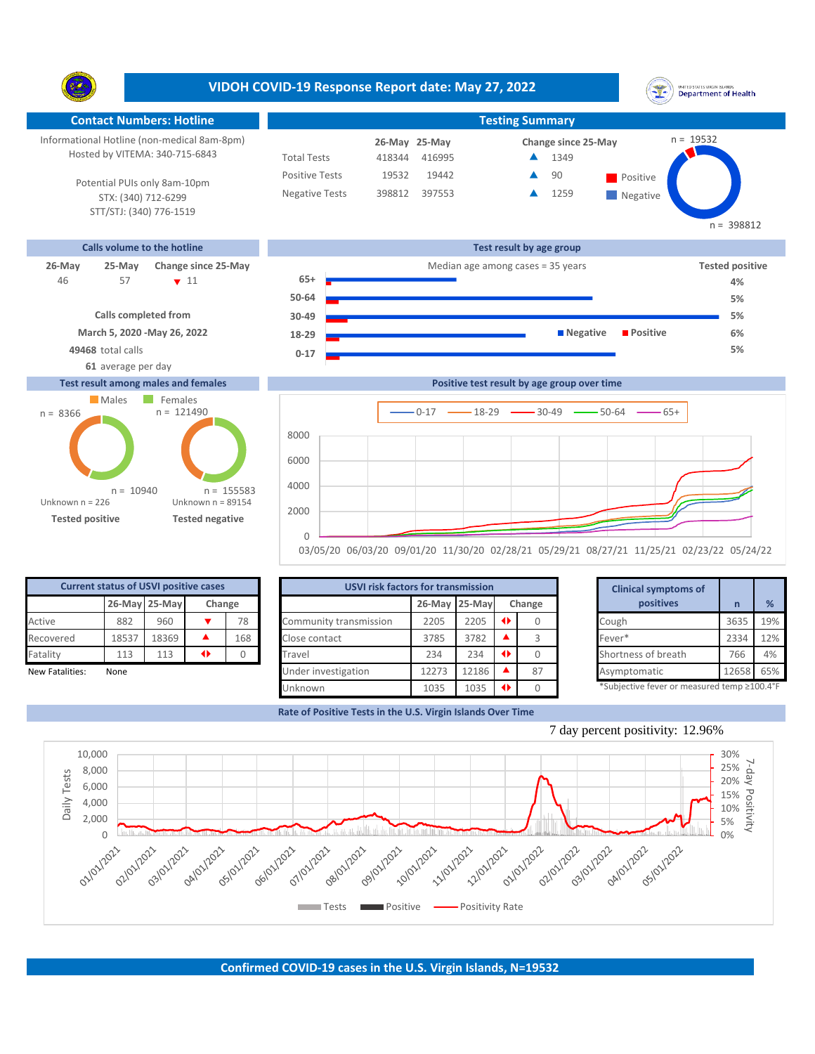# VIDOH COVID-19 Response Report date: May 27, 2022

## Contact Numbers: Hotline

Informational Hotline (non-medical 8am-8pm)
Hosted by VITEMA: 340-715-6843

Potential PUIs only 8am-10pm
STX: (340) 712-6299
STT/STJ: (340) 776-1519

## Testing Summary

| | 26-May | 25-May | Change since 25-May |
|---|---|---|---|
| Total Tests | 418344 | 416995 | ▲ 1349 |
| Positive Tests | 19532 | 19442 | ▲ 90 |
| Negative Tests | 398812 | 397553 | ▲ 1259 |

Positive n = 19532; Negative n = 398812

## Calls volume to the hotline

| 26-May | 25-May | Change since 25-May |
|---|---|---|
| 46 | 57 | ▼ 11 |

Calls completed from
March 5, 2020 -May 26, 2022
**49468** total calls
**61** average per day

## Test result by age group

Median age among cases = 35 years

| Age group | Tested positive |
|---|---|
| 65+ | 4% |
| 50-64 | 5% |
| 30-49 | 5% |
| 18-29 | 6% |
| 0-17 | 5% |

## Test result among males and females

| | Males | Females |
|---|---|---|
| Tested positive | n = 8366 | n = 10940 |
| Tested negative | n = 121490 | n = 155583 |

Tested positive: Unknown n = 226
Tested negative: Unknown n = 89154

## Positive test result by age group over time

Series: 0-17, 18-29, 30-49, 50-64, 65+
Dates: 03/05/20 – 05/24/22

## Current status of USVI positive cases

| | 26-May | 25-May | Change | |
|---|---|---|---|---|
| Active | 882 | 960 | ▼ | 78 |
| Recovered | 18537 | 18369 | ▲ | 168 |
| Fatality | 113 | 113 | ◄► | 0 |

New Fatalities: None

## USVI risk factors for transmission

| | 26-May | 25-May | Change | |
|---|---|---|---|---|
| Community transmission | 2205 | 2205 | ◄► | 0 |
| Close contact | 3785 | 3782 | ▲ | 3 |
| Travel | 234 | 234 | ◄► | 0 |
| Under investigation | 12273 | 12186 | ▲ | 87 |
| Unknown | 1035 | 1035 | ◄► | 0 |

## Clinical symptoms of positives

| | n | % |
|---|---|---|
| Cough | 3635 | 19% |
| Fever* | 2334 | 12% |
| Shortness of breath | 766 | 4% |
| Asymptomatic | 12658 | 65% |

*Subjective fever or measured temp ≥100.4°F

## Rate of Positive Tests in the U.S. Virgin Islands Over Time

7 day percent positivity: 12.96%

Legend: Tests, Positive, Positivity Rate

## Confirmed COVID-19 cases in the U.S. Virgin Islands, N=19532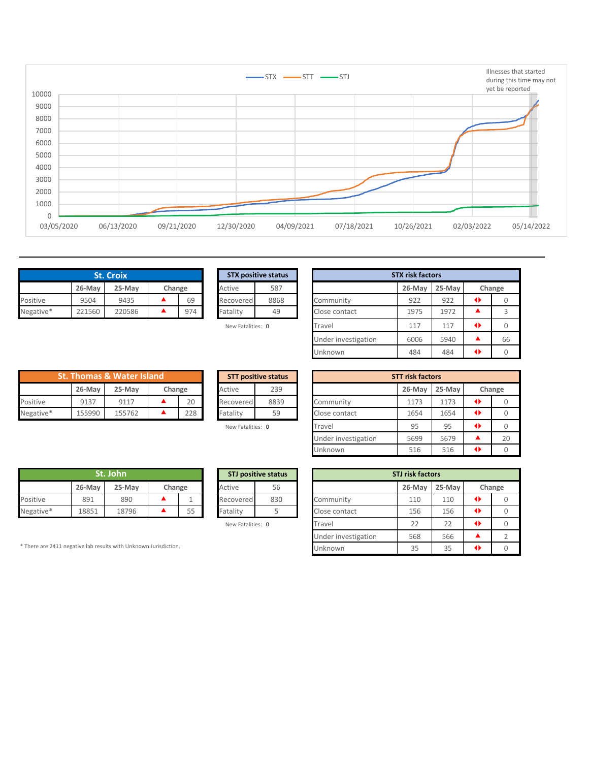STX STT STJ

Illnesses that started during this time may not yet be reported

10000
9000
8000
7000
6000
5000
4000
3000
2000
1000
0

03/05/2020 06/13/2020 09/21/2020 12/30/2020 04/09/2021 07/18/2021 10/26/2021 02/03/2022 05/14/2022

| St. Croix | | | | |
|---|---|---|---|---|
| | 26-May | 25-May | Change | |
| Positive | 9504 | 9435 | ▲ | 69 |
| Negative* | 221560 | 220586 | ▲ | 974 |

| STX positive status | |
|---|---|
| Active | 587 |
| Recovered | 8868 |
| Fatality | 49 |

New Fatalities: 0

| STX risk factors | | | | |
|---|---|---|---|---|
| | 26-May | 25-May | Change | |
| Community | 922 | 922 | ◆ | 0 |
| Close contact | 1975 | 1972 | ▲ | 3 |
| Travel | 117 | 117 | ◆ | 0 |
| Under investigation | 6006 | 5940 | ▲ | 66 |
| Unknown | 484 | 484 | ◆ | 0 |

| St. Thomas & Water Island | | | | |
|---|---|---|---|---|
| | 26-May | 25-May | Change | |
| Positive | 9137 | 9117 | ▲ | 20 |
| Negative* | 155990 | 155762 | ▲ | 228 |

| STT positive status | |
|---|---|
| Active | 239 |
| Recovered | 8839 |
| Fatality | 59 |

New Fatalities: 0

| STT risk factors | | | | |
|---|---|---|---|---|
| | 26-May | 25-May | Change | |
| Community | 1173 | 1173 | ◆ | 0 |
| Close contact | 1654 | 1654 | ◆ | 0 |
| Travel | 95 | 95 | ◆ | 0 |
| Under investigation | 5699 | 5679 | ▲ | 20 |
| Unknown | 516 | 516 | ◆ | 0 |

| St. John | | | | |
|---|---|---|---|---|
| | 26-May | 25-May | Change | |
| Positive | 891 | 890 | ▲ | 1 |
| Negative* | 18851 | 18796 | ▲ | 55 |

| STJ positive status | |
|---|---|
| Active | 56 |
| Recovered | 830 |
| Fatality | 5 |

New Fatalities: 0

| STJ risk factors | | | | |
|---|---|---|---|---|
| | 26-May | 25-May | Change | |
| Community | 110 | 110 | ◆ | 0 |
| Close contact | 156 | 156 | ◆ | 0 |
| Travel | 22 | 22 | ◆ | 0 |
| Under investigation | 568 | 566 | ▲ | 2 |
| Unknown | 35 | 35 | ◆ | 0 |

* There are 2411 negative lab results with Unknown Jurisdiction.